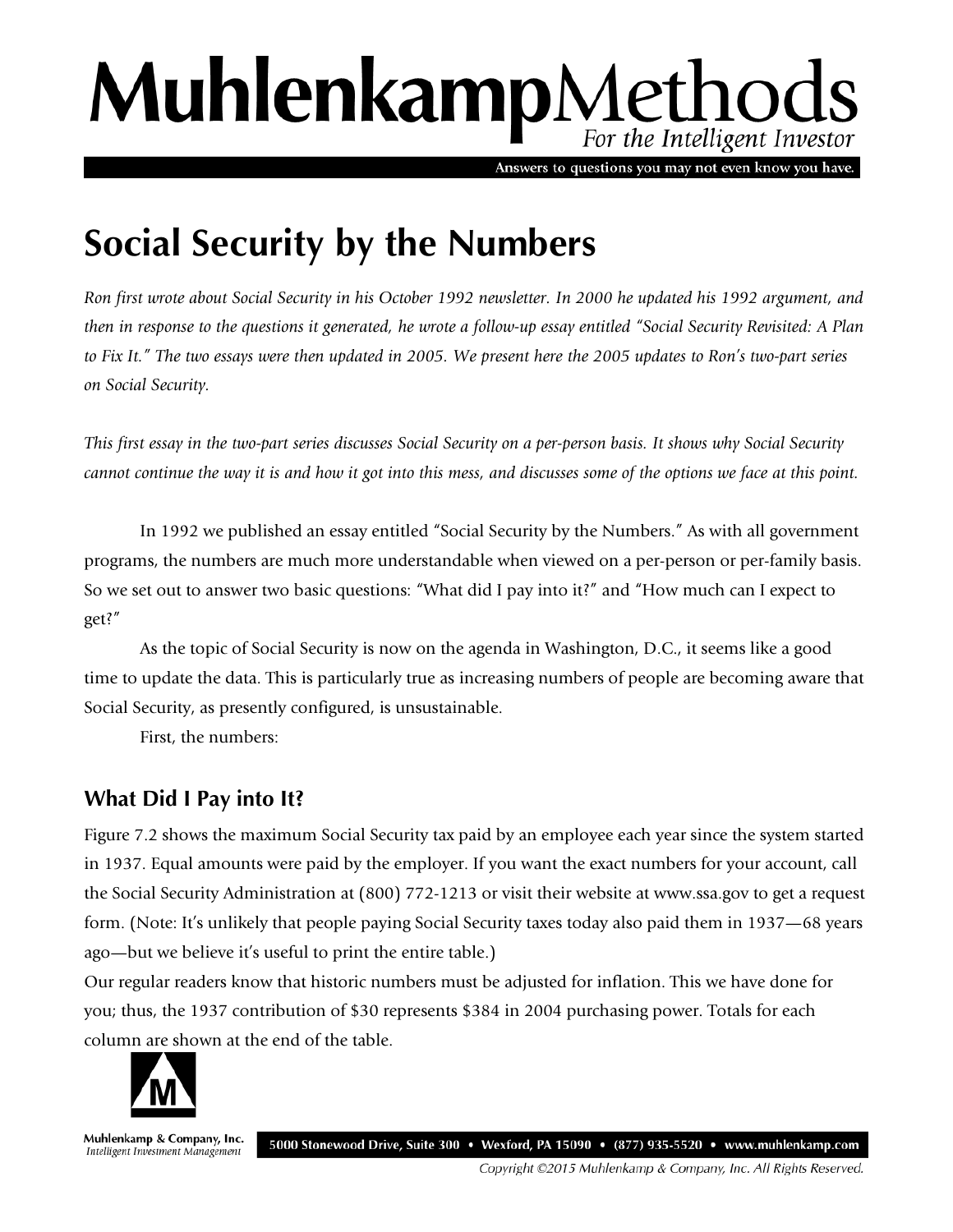# MuhlenkampMethods

*For the Intelligent Investor*

Answers to questions you may not even know you have.

# Social Security by the Numbers

*Ron first wrote about Social Security in his October 1992 newsletter. In 2000 he updated his 1992 argument, and then in response to the questions it generated, he wrote a follow-up essay entitled "Social Security Revisited: A Plan to Fix It." The two essays were then updated in 2005. We present here the 2005 updates to Ron's two-part series on Social Security.*

*This first essay in the two-part series discusses Social Security on a per-person basis. It shows why Social Security cannot continue the way it is and how it got into this mess, and discusses some of the options we face at this point.*

In 1992 we published an essay entitled "Social Security by the Numbers." As with all government programs, the numbers are much more understandable when viewed on a per-person or per-family basis. So we set out to answer two basic questions: "What did I pay into it?" and "How much can I expect to get?"

As the topic of Social Security is now on the agenda in Washington, D.C., it seems like a good time to update the data. This is particularly true as increasing numbers of people are becoming aware that Social Security, as presently configured, is unsustainable.

First, the numbers:

## What Did I Pay into It?

Figure 7.2 shows the maximum Social Security tax paid by an employee each year since the system started in 1937. Equal amounts were paid by the employer. If you want the exact numbers for your account, call the Social Security Administration at (800) 772-1213 or visit their website at www.ssa.gov to get a request form. (Note: It's unlikely that people paying Social Security taxes today also paid them in 1937—68 years ago—but we believe it's useful to print the entire table.)

Our regular readers know that historic numbers must be adjusted for inflation. This we have done for you; thus, the 1937 contribution of $30 represents $384 in 2004 purchasing power. Totals for each column are shown at the end of the table.

Muhlenkamp & Company, Inc.
*Intelligent Investment Management*

5000 Stonewood Drive, Suite 300 • Wexford, PA 15090 • (877) 935-5520 • www.muhlenkamp.com

*Copyright ©2015 Muhlenkamp & Company, Inc. All Rights Reserved.*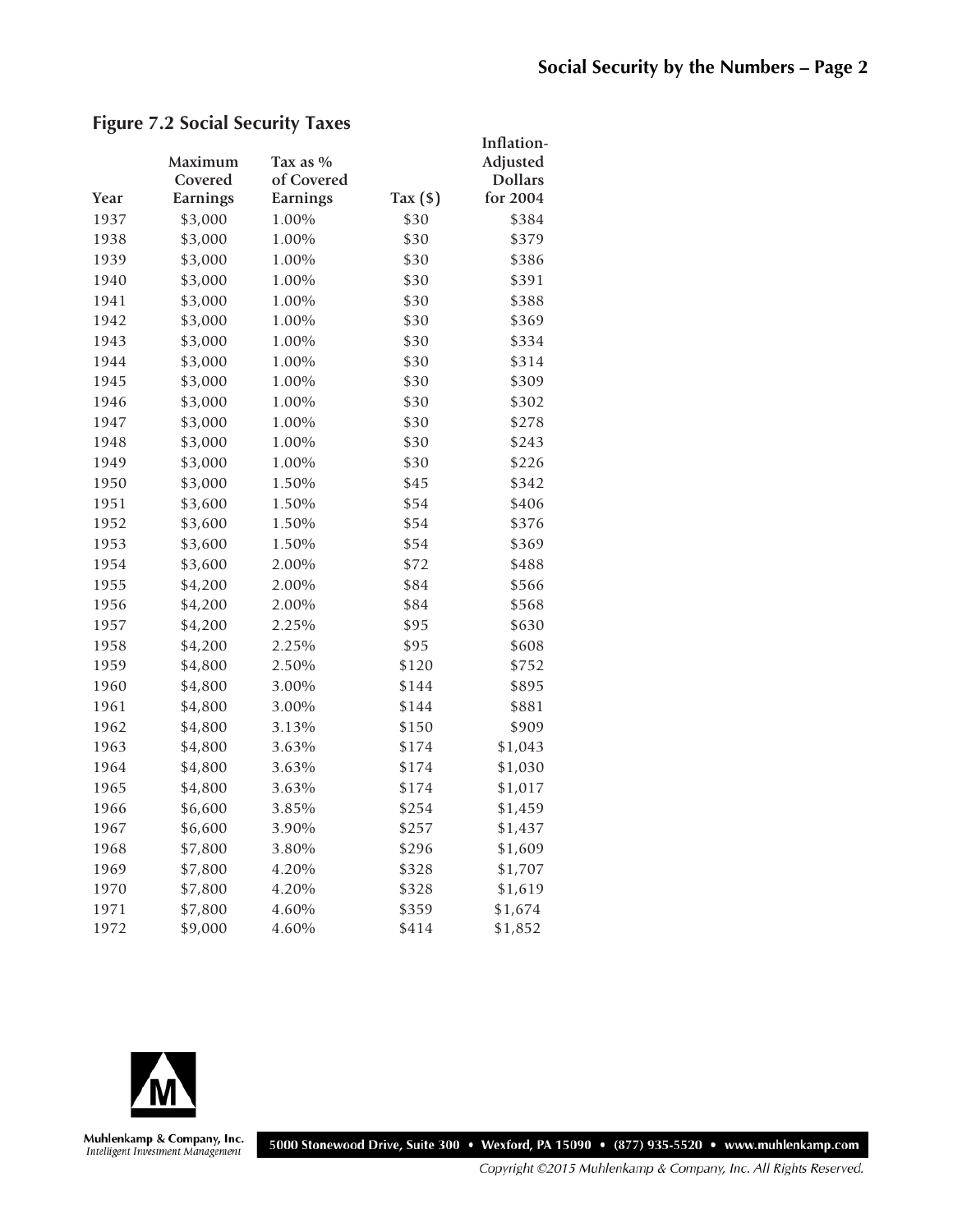## Figure 7.2 Social Security Taxes

| Year | Maximum Covered Earnings | Tax as % of Covered Earnings | Tax ($) | Inflation-Adjusted Dollars for 2004 |
|---|---|---|---|---|
| 1937 | $3,000 | 1.00% | $30 | $384 |
| 1938 | $3,000 | 1.00% | $30 | $379 |
| 1939 | $3,000 | 1.00% | $30 | $386 |
| 1940 | $3,000 | 1.00% | $30 | $391 |
| 1941 | $3,000 | 1.00% | $30 | $388 |
| 1942 | $3,000 | 1.00% | $30 | $369 |
| 1943 | $3,000 | 1.00% | $30 | $334 |
| 1944 | $3,000 | 1.00% | $30 | $314 |
| 1945 | $3,000 | 1.00% | $30 | $309 |
| 1946 | $3,000 | 1.00% | $30 | $302 |
| 1947 | $3,000 | 1.00% | $30 | $278 |
| 1948 | $3,000 | 1.00% | $30 | $243 |
| 1949 | $3,000 | 1.00% | $30 | $226 |
| 1950 | $3,000 | 1.50% | $45 | $342 |
| 1951 | $3,600 | 1.50% | $54 | $406 |
| 1952 | $3,600 | 1.50% | $54 | $376 |
| 1953 | $3,600 | 1.50% | $54 | $369 |
| 1954 | $3,600 | 2.00% | $72 | $488 |
| 1955 | $4,200 | 2.00% | $84 | $566 |
| 1956 | $4,200 | 2.00% | $84 | $568 |
| 1957 | $4,200 | 2.25% | $95 | $630 |
| 1958 | $4,200 | 2.25% | $95 | $608 |
| 1959 | $4,800 | 2.50% | $120 | $752 |
| 1960 | $4,800 | 3.00% | $144 | $895 |
| 1961 | $4,800 | 3.00% | $144 | $881 |
| 1962 | $4,800 | 3.13% | $150 | $909 |
| 1963 | $4,800 | 3.63% | $174 | $1,043 |
| 1964 | $4,800 | 3.63% | $174 | $1,030 |
| 1965 | $4,800 | 3.63% | $174 | $1,017 |
| 1966 | $6,600 | 3.85% | $254 | $1,459 |
| 1967 | $6,600 | 3.90% | $257 | $1,437 |
| 1968 | $7,800 | 3.80% | $296 | $1,609 |
| 1969 | $7,800 | 4.20% | $328 | $1,707 |
| 1970 | $7,800 | 4.20% | $328 | $1,619 |
| 1971 | $7,800 | 4.60% | $359 | $1,674 |
| 1972 | $9,000 | 4.60% | $414 | $1,852 |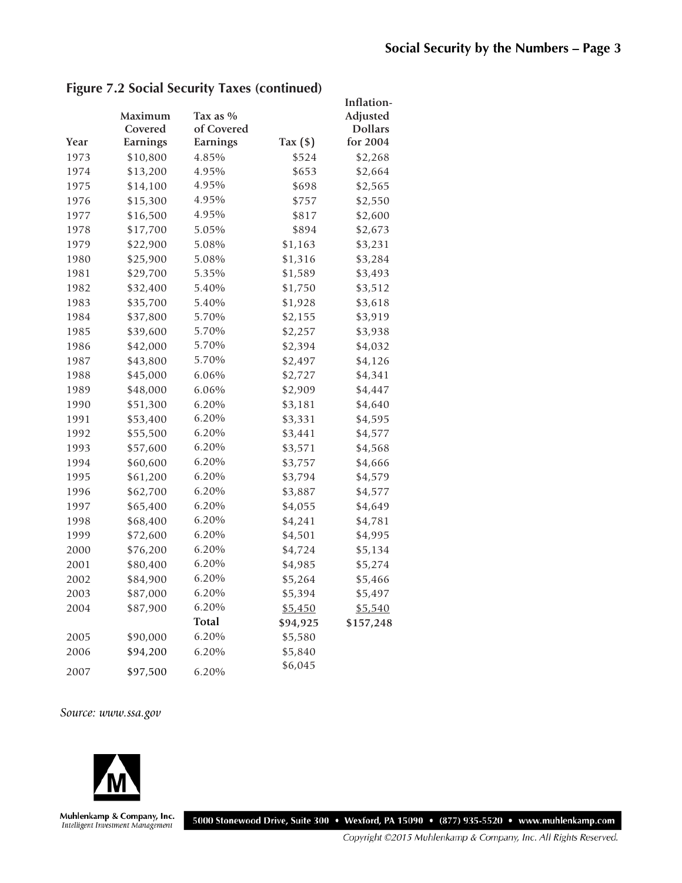## Figure 7.2 Social Security Taxes (continued)

| Year | Maximum Covered Earnings | Tax as % of Covered Earnings | Tax ($) | Inflation-Adjusted Dollars for 2004 |
|---|---|---|---|---|
| 1973 | $10,800 | 4.85% | $524 | $2,268 |
| 1974 | $13,200 | 4.95% | $653 | $2,664 |
| 1975 | $14,100 | 4.95% | $698 | $2,565 |
| 1976 | $15,300 | 4.95% | $757 | $2,550 |
| 1977 | $16,500 | 4.95% | $817 | $2,600 |
| 1978 | $17,700 | 5.05% | $894 | $2,673 |
| 1979 | $22,900 | 5.08% | $1,163 | $3,231 |
| 1980 | $25,900 | 5.08% | $1,316 | $3,284 |
| 1981 | $29,700 | 5.35% | $1,589 | $3,493 |
| 1982 | $32,400 | 5.40% | $1,750 | $3,512 |
| 1983 | $35,700 | 5.40% | $1,928 | $3,618 |
| 1984 | $37,800 | 5.70% | $2,155 | $3,919 |
| 1985 | $39,600 | 5.70% | $2,257 | $3,938 |
| 1986 | $42,000 | 5.70% | $2,394 | $4,032 |
| 1987 | $43,800 | 5.70% | $2,497 | $4,126 |
| 1988 | $45,000 | 6.06% | $2,727 | $4,341 |
| 1989 | $48,000 | 6.06% | $2,909 | $4,447 |
| 1990 | $51,300 | 6.20% | $3,181 | $4,640 |
| 1991 | $53,400 | 6.20% | $3,331 | $4,595 |
| 1992 | $55,500 | 6.20% | $3,441 | $4,577 |
| 1993 | $57,600 | 6.20% | $3,571 | $4,568 |
| 1994 | $60,600 | 6.20% | $3,757 | $4,666 |
| 1995 | $61,200 | 6.20% | $3,794 | $4,579 |
| 1996 | $62,700 | 6.20% | $3,887 | $4,577 |
| 1997 | $65,400 | 6.20% | $4,055 | $4,649 |
| 1998 | $68,400 | 6.20% | $4,241 | $4,781 |
| 1999 | $72,600 | 6.20% | $4,501 | $4,995 |
| 2000 | $76,200 | 6.20% | $4,724 | $5,134 |
| 2001 | $80,400 | 6.20% | $4,985 | $5,274 |
| 2002 | $84,900 | 6.20% | $5,264 | $5,466 |
| 2003 | $87,000 | 6.20% | $5,394 | $5,497 |
| 2004 | $87,900 | 6.20% | $5,450 | $5,540 |
| | | **Total** | **$94,925** | **$157,248** |
| 2005 | $90,000 | 6.20% | $5,580 | |
| 2006 | $94,200 | 6.20% | $5,840 | |
| 2007 | $97,500 | 6.20% | $6,045 | |

*Source: www.ssa.gov*

Muhlenkamp & Company, Inc.
*Intelligent Investment Management*

5000 Stonewood Drive, Suite 300 • Wexford, PA 15090 • (877) 935-5520 • www.muhlenkamp.com

*Copyright ©2015 Muhlenkamp & Company, Inc. All Rights Reserved.*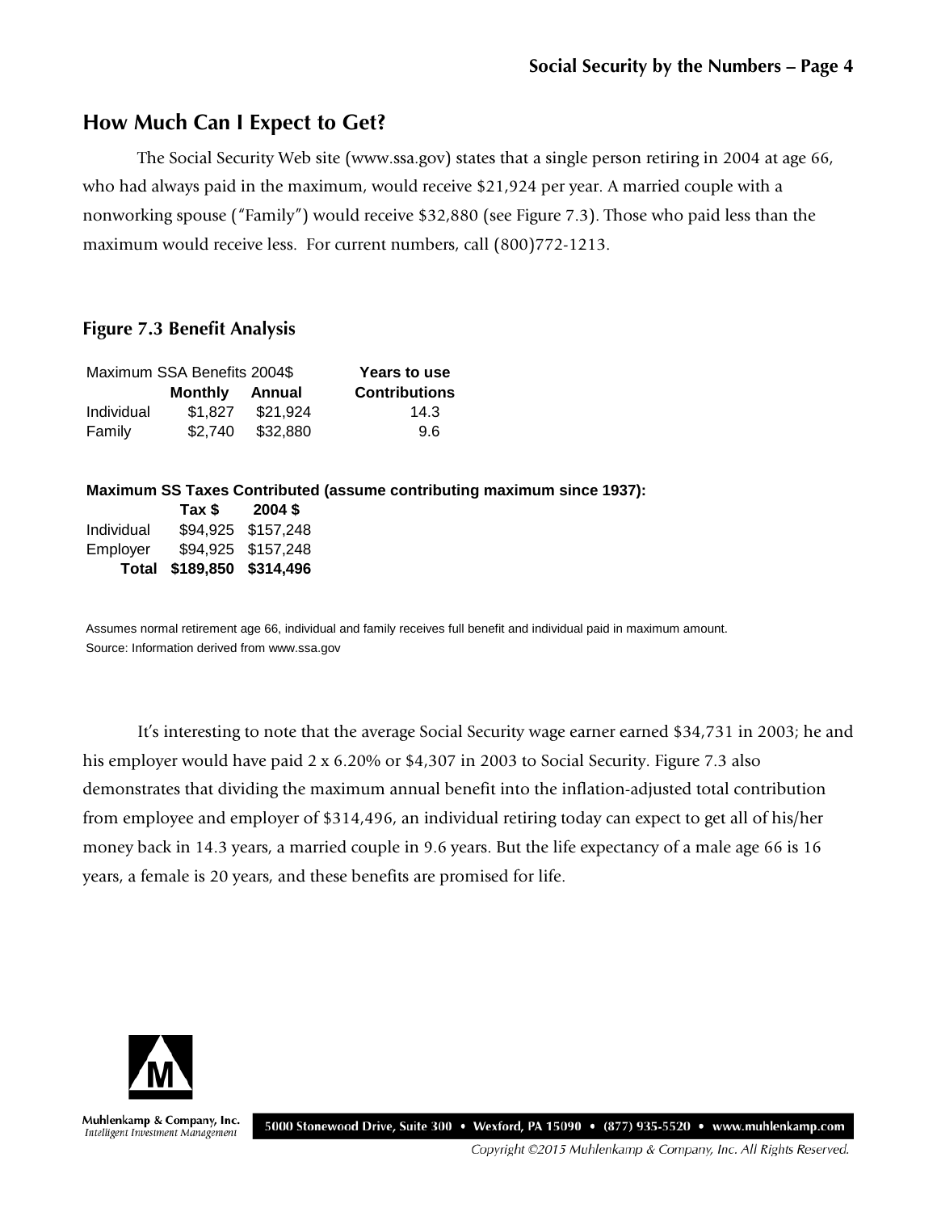## How Much Can I Expect to Get?

The Social Security Web site (www.ssa.gov) states that a single person retiring in 2004 at age 66, who had always paid in the maximum, would receive $21,924 per year. A married couple with a nonworking spouse ("Family") would receive $32,880 (see Figure 7.3). Those who paid less than the maximum would receive less. For current numbers, call (800)772-1213.

### Figure 7.3 Benefit Analysis

| Maximum SSA Benefits 2004$ | | | Years to use |
|---|---|---|---|
| | **Monthly** | **Annual** | **Contributions** |
| Individual | $1,827 | $21,924 | 14.3 |
| Family | $2,740 | $32,880 | 9.6 |

**Maximum SS Taxes Contributed (assume contributing maximum since 1937):**

| | **Tax $** | **2004 $** |
|---|---|---|
| Individual | $94,925 | $157,248 |
| Employer | $94,925 | $157,248 |
| **Total** | **$189,850** | **$314,496** |

Assumes normal retirement age 66, individual and family receives full benefit and individual paid in maximum amount.
Source: Information derived from www.ssa.gov

It's interesting to note that the average Social Security wage earner earned $34,731 in 2003; he and his employer would have paid 2 x 6.20% or $4,307 in 2003 to Social Security. Figure 7.3 also demonstrates that dividing the maximum annual benefit into the inflation-adjusted total contribution from employee and employer of $314,496, an individual retiring today can expect to get all of his/her money back in 14.3 years, a married couple in 9.6 years. But the life expectancy of a male age 66 is 16 years, a female is 20 years, and these benefits are promised for life.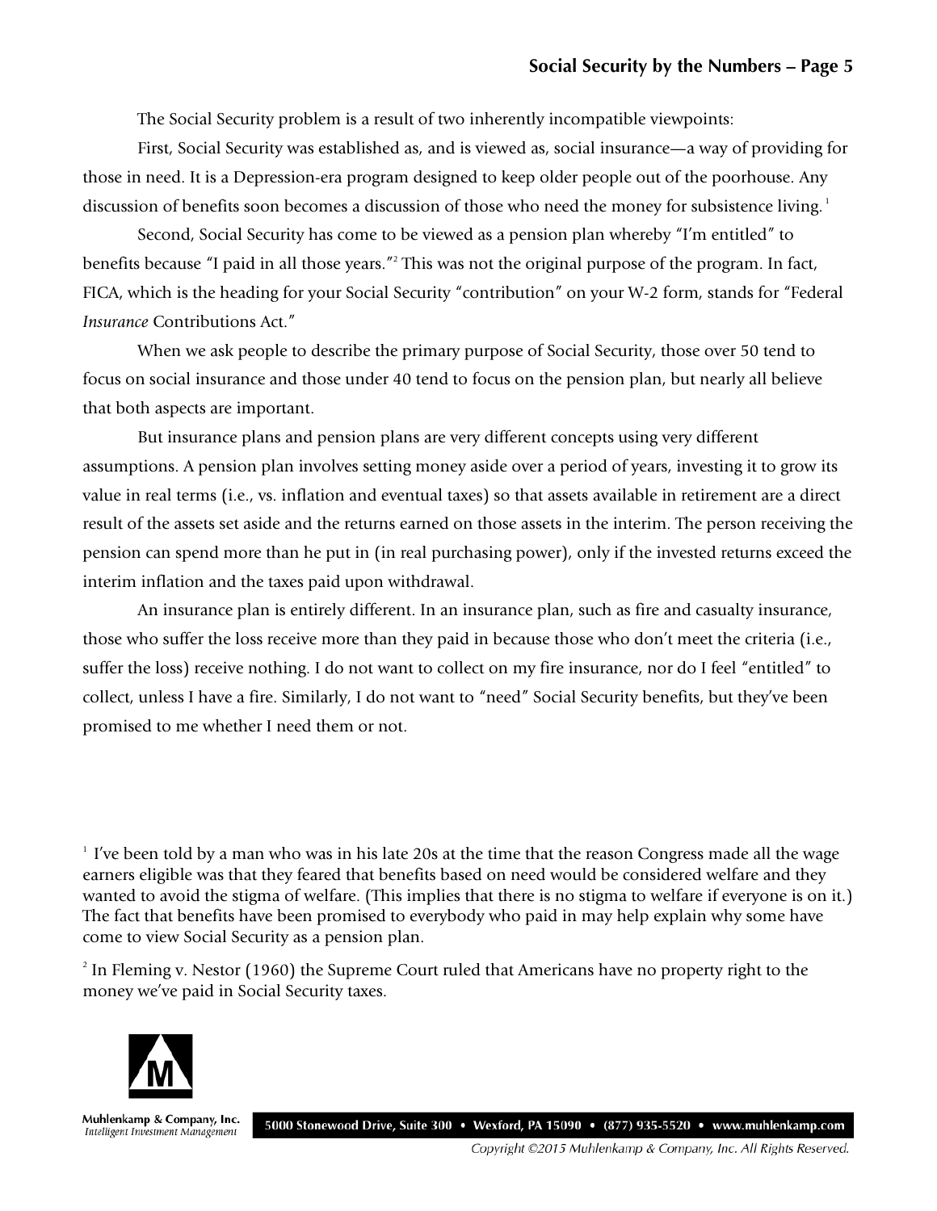The Social Security problem is a result of two inherently incompatible viewpoints:

First, Social Security was established as, and is viewed as, social insurance—a way of providing for those in need. It is a Depression-era program designed to keep older people out of the poorhouse. Any discussion of benefits soon becomes a discussion of those who need the money for subsistence living.[1]

Second, Social Security has come to be viewed as a pension plan whereby "I'm entitled" to benefits because "I paid in all those years."[2] This was not the original purpose of the program. In fact, FICA, which is the heading for your Social Security "contribution" on your W-2 form, stands for "Federal *Insurance* Contributions Act."

When we ask people to describe the primary purpose of Social Security, those over 50 tend to focus on social insurance and those under 40 tend to focus on the pension plan, but nearly all believe that both aspects are important.

But insurance plans and pension plans are very different concepts using very different assumptions. A pension plan involves setting money aside over a period of years, investing it to grow its value in real terms (i.e., vs. inflation and eventual taxes) so that assets available in retirement are a direct result of the assets set aside and the returns earned on those assets in the interim. The person receiving the pension can spend more than he put in (in real purchasing power), only if the invested returns exceed the interim inflation and the taxes paid upon withdrawal.

An insurance plan is entirely different. In an insurance plan, such as fire and casualty insurance, those who suffer the loss receive more than they paid in because those who don't meet the criteria (i.e., suffer the loss) receive nothing. I do not want to collect on my fire insurance, nor do I feel "entitled" to collect, unless I have a fire. Similarly, I do not want to "need" Social Security benefits, but they've been promised to me whether I need them or not.

[1] I've been told by a man who was in his late 20s at the time that the reason Congress made all the wage earners eligible was that they feared that benefits based on need would be considered welfare and they wanted to avoid the stigma of welfare. (This implies that there is no stigma to welfare if everyone is on it.) The fact that benefits have been promised to everybody who paid in may help explain why some have come to view Social Security as a pension plan.

[2] In Fleming v. Nestor (1960) the Supreme Court ruled that Americans have no property right to the money we've paid in Social Security taxes.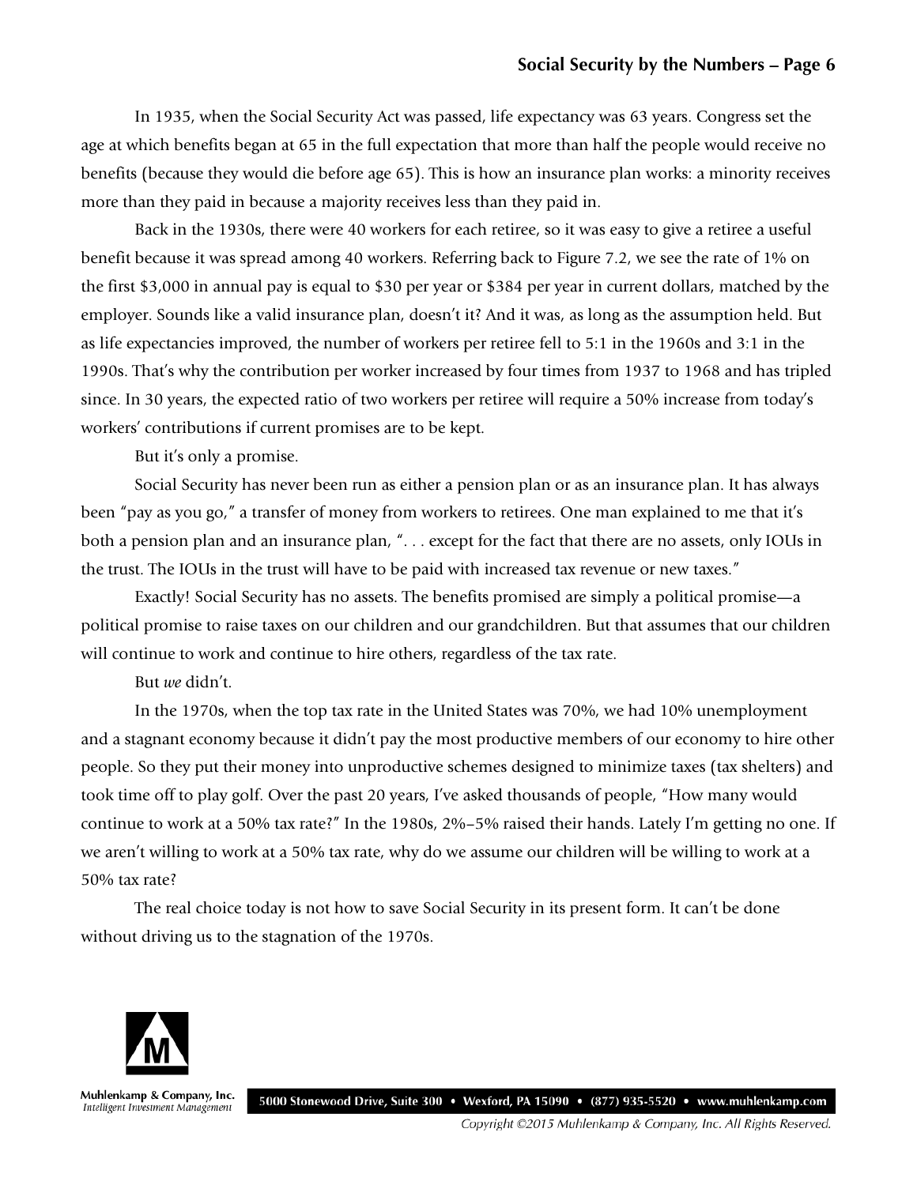In 1935, when the Social Security Act was passed, life expectancy was 63 years. Congress set the age at which benefits began at 65 in the full expectation that more than half the people would receive no benefits (because they would die before age 65). This is how an insurance plan works: a minority receives more than they paid in because a majority receives less than they paid in.

Back in the 1930s, there were 40 workers for each retiree, so it was easy to give a retiree a useful benefit because it was spread among 40 workers. Referring back to Figure 7.2, we see the rate of 1% on the first $3,000 in annual pay is equal to $30 per year or $384 per year in current dollars, matched by the employer. Sounds like a valid insurance plan, doesn't it? And it was, as long as the assumption held. But as life expectancies improved, the number of workers per retiree fell to 5:1 in the 1960s and 3:1 in the 1990s. That's why the contribution per worker increased by four times from 1937 to 1968 and has tripled since. In 30 years, the expected ratio of two workers per retiree will require a 50% increase from today's workers' contributions if current promises are to be kept.

But it's only a promise.

Social Security has never been run as either a pension plan or as an insurance plan. It has always been "pay as you go," a transfer of money from workers to retirees. One man explained to me that it's both a pension plan and an insurance plan, ". . . except for the fact that there are no assets, only IOUs in the trust. The IOUs in the trust will have to be paid with increased tax revenue or new taxes."

Exactly! Social Security has no assets. The benefits promised are simply a political promise—a political promise to raise taxes on our children and our grandchildren. But that assumes that our children will continue to work and continue to hire others, regardless of the tax rate.

But *we* didn't.

In the 1970s, when the top tax rate in the United States was 70%, we had 10% unemployment and a stagnant economy because it didn't pay the most productive members of our economy to hire other people. So they put their money into unproductive schemes designed to minimize taxes (tax shelters) and took time off to play golf. Over the past 20 years, I've asked thousands of people, "How many would continue to work at a 50% tax rate?" In the 1980s, 2%–5% raised their hands. Lately I'm getting no one. If we aren't willing to work at a 50% tax rate, why do we assume our children will be willing to work at a 50% tax rate?

The real choice today is not how to save Social Security in its present form. It can't be done without driving us to the stagnation of the 1970s.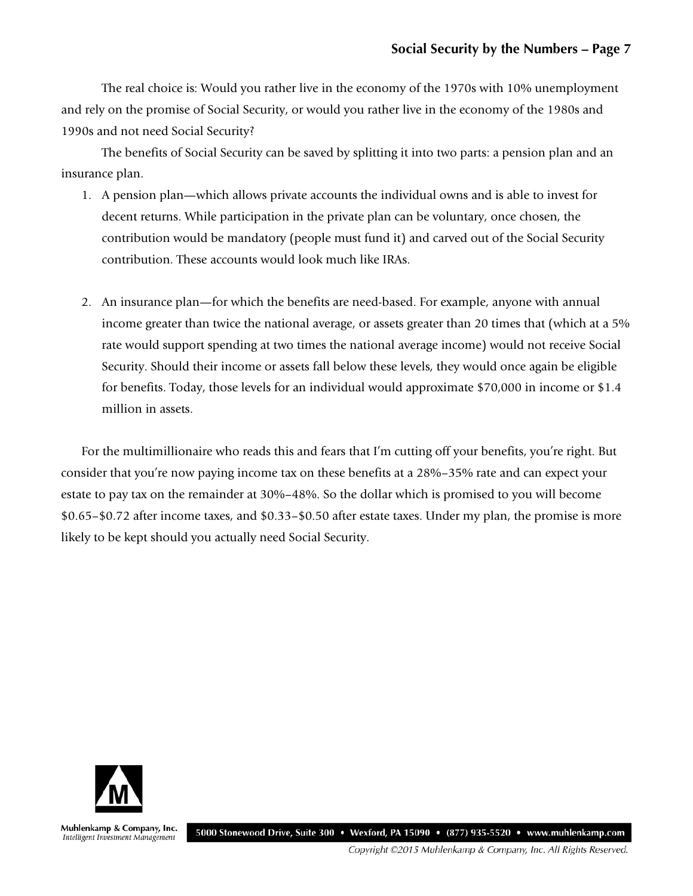The real choice is: Would you rather live in the economy of the 1970s with 10% unemployment and rely on the promise of Social Security, or would you rather live in the economy of the 1980s and 1990s and not need Social Security?

The benefits of Social Security can be saved by splitting it into two parts: a pension plan and an insurance plan.

1. A pension plan—which allows private accounts the individual owns and is able to invest for decent returns. While participation in the private plan can be voluntary, once chosen, the contribution would be mandatory (people must fund it) and carved out of the Social Security contribution. These accounts would look much like IRAs.

2. An insurance plan—for which the benefits are need-based. For example, anyone with annual income greater than twice the national average, or assets greater than 20 times that (which at a 5% rate would support spending at two times the national average income) would not receive Social Security. Should their income or assets fall below these levels, they would once again be eligible for benefits. Today, those levels for an individual would approximate $70,000 in income or $1.4 million in assets.

For the multimillionaire who reads this and fears that I'm cutting off your benefits, you're right. But consider that you're now paying income tax on these benefits at a 28%–35% rate and can expect your estate to pay tax on the remainder at 30%–48%. So the dollar which is promised to you will become $0.65–$0.72 after income taxes, and $0.33–$0.50 after estate taxes. Under my plan, the promise is more likely to be kept should you actually need Social Security.

Muhlenkamp & Company, Inc.
*Intelligent Investment Management*

5000 Stonewood Drive, Suite 300 • Wexford, PA 15090 • (877) 935-5520 • www.muhlenkamp.com

*Copyright ©2015 Muhlenkamp & Company, Inc. All Rights Reserved.*